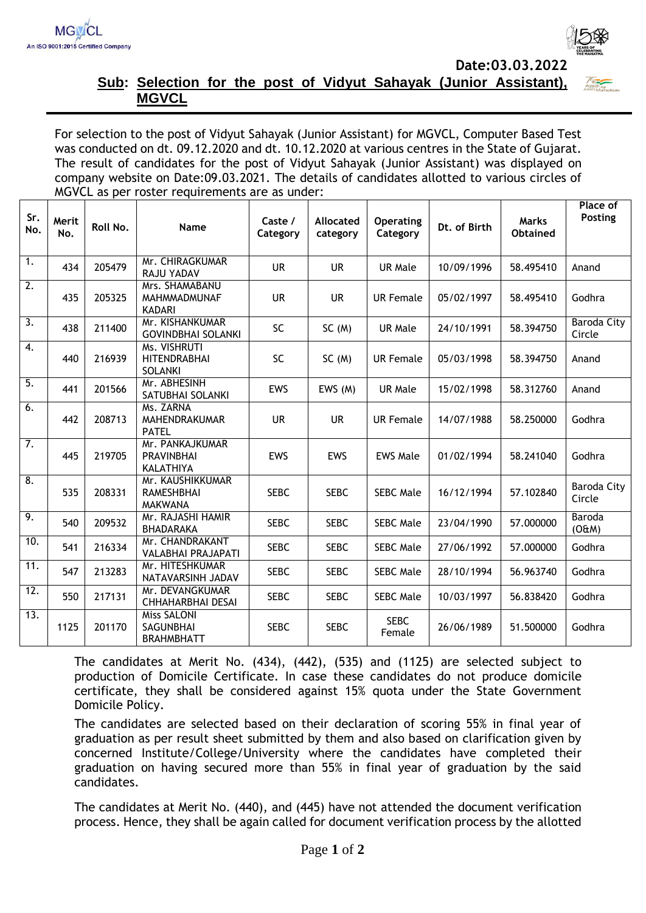MGVCL
An ISO 9001:2015 Certified Company

Date:03.03.2022

**Sub: Selection for the post of Vidyut Sahayak (Junior Assistant), MGVCL**

For selection to the post of Vidyut Sahayak (Junior Assistant) for MGVCL, Computer Based Test was conducted on dt. 09.12.2020 and dt. 10.12.2020 at various centres in the State of Gujarat. The result of candidates for the post of Vidyut Sahayak (Junior Assistant) was displayed on company website on Date:09.03.2021. The details of candidates allotted to various circles of MGVCL as per roster requirements are as under:

| Sr. No. | Merit No. | Roll No. | Name | Caste / Category | Allocated category | Operating Category | Dt. of Birth | Marks Obtained | Place of Posting |
|---|---|---|---|---|---|---|---|---|---|
| 1. | 434 | 205479 | Mr. CHIRAGKUMAR RAJU YADAV | UR | UR | UR Male | 10/09/1996 | 58.495410 | Anand |
| 2. | 435 | 205325 | Mrs. SHAMABANU MAHMMADMUNAF KADARI | UR | UR | UR Female | 05/02/1997 | 58.495410 | Godhra |
| 3. | 438 | 211400 | Mr. KISHANKUMAR GOVINDBHAI SOLANKI | SC | SC (M) | UR Male | 24/10/1991 | 58.394750 | Baroda City Circle |
| 4. | 440 | 216939 | Ms. VISHRUTI HITENDRABHAI SOLANKI | SC | SC (M) | UR Female | 05/03/1998 | 58.394750 | Anand |
| 5. | 441 | 201566 | Mr. ABHESINH SATUBHAI SOLANKI | EWS | EWS (M) | UR Male | 15/02/1998 | 58.312760 | Anand |
| 6. | 442 | 208713 | Ms. ZARNA MAHENDRAKUMAR PATEL | UR | UR | UR Female | 14/07/1988 | 58.250000 | Godhra |
| 7. | 445 | 219705 | Mr. PANKAJKUMAR PRAVINBHAI KALATHIYA | EWS | EWS | EWS Male | 01/02/1994 | 58.241040 | Godhra |
| 8. | 535 | 208331 | Mr. KAUSHIKKUMAR RAMESHBHAI MAKWANA | SEBC | SEBC | SEBC Male | 16/12/1994 | 57.102840 | Baroda City Circle |
| 9. | 540 | 209532 | Mr. RAJASHI HAMIR BHADARAKA | SEBC | SEBC | SEBC Male | 23/04/1990 | 57.000000 | Baroda (O&M) |
| 10. | 541 | 216334 | Mr. CHANDRAKANT VALABHAI PRAJAPATI | SEBC | SEBC | SEBC Male | 27/06/1992 | 57.000000 | Godhra |
| 11. | 547 | 213283 | Mr. HITESHKUMAR NATAVARSINH JADAV | SEBC | SEBC | SEBC Male | 28/10/1994 | 56.963740 | Godhra |
| 12. | 550 | 217131 | Mr. DEVANGKUMAR CHHAHARBHAI DESAI | SEBC | SEBC | SEBC Male | 10/03/1997 | 56.838420 | Godhra |
| 13. | 1125 | 201170 | Miss SALONI SAGUNBHAI BRAHMBHATT | SEBC | SEBC | SEBC Female | 26/06/1989 | 51.500000 | Godhra |

The candidates at Merit No. (434), (442), (535) and (1125) are selected subject to production of Domicile Certificate. In case these candidates do not produce domicile certificate, they shall be considered against 15% quota under the State Government Domicile Policy.

The candidates are selected based on their declaration of scoring 55% in final year of graduation as per result sheet submitted by them and also based on clarification given by concerned Institute/College/University where the candidates have completed their graduation on having secured more than 55% in final year of graduation by the said candidates.

The candidates at Merit No. (440), and (445) have not attended the document verification process. Hence, they shall be again called for document verification process by the allotted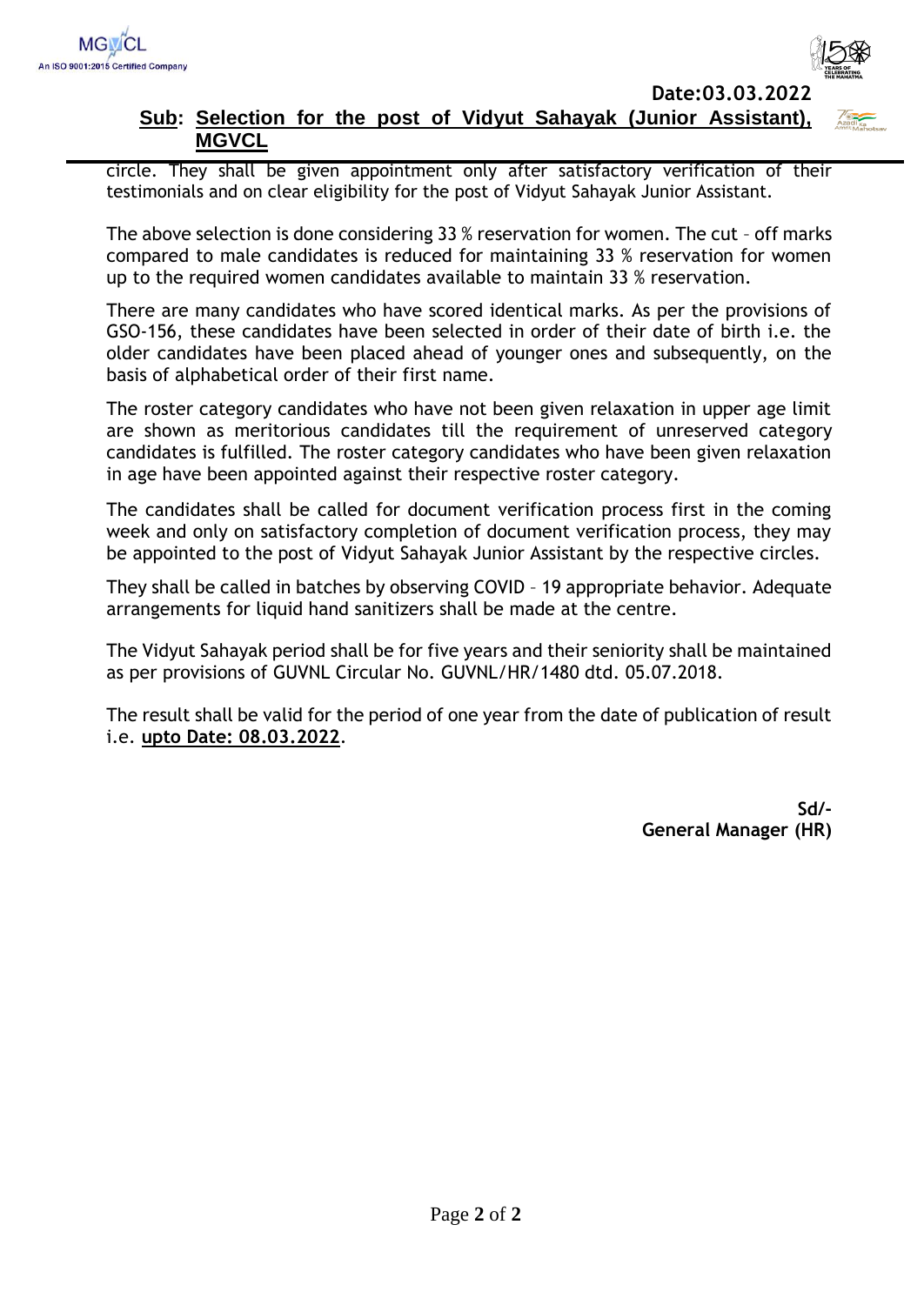circle. They shall be given appointment only after satisfactory verification of their testimonials and on clear eligibility for the post of Vidyut Sahayak Junior Assistant.

The above selection is done considering 33 % reservation for women. The cut – off marks compared to male candidates is reduced for maintaining 33 % reservation for women up to the required women candidates available to maintain 33 % reservation.

There are many candidates who have scored identical marks. As per the provisions of GSO-156, these candidates have been selected in order of their date of birth i.e. the older candidates have been placed ahead of younger ones and subsequently, on the basis of alphabetical order of their first name.

The roster category candidates who have not been given relaxation in upper age limit are shown as meritorious candidates till the requirement of unreserved category candidates is fulfilled. The roster category candidates who have been given relaxation in age have been appointed against their respective roster category.

The candidates shall be called for document verification process first in the coming week and only on satisfactory completion of document verification process, they may be appointed to the post of Vidyut Sahayak Junior Assistant by the respective circles.

They shall be called in batches by observing COVID – 19 appropriate behavior. Adequate arrangements for liquid hand sanitizers shall be made at the centre.

The Vidyut Sahayak period shall be for five years and their seniority shall be maintained as per provisions of GUVNL Circular No. GUVNL/HR/1480 dtd. 05.07.2018.

The result shall be valid for the period of one year from the date of publication of result i.e. **upto Date: 08.03.2022**.

**Sd/-**
**General Manager (HR)**